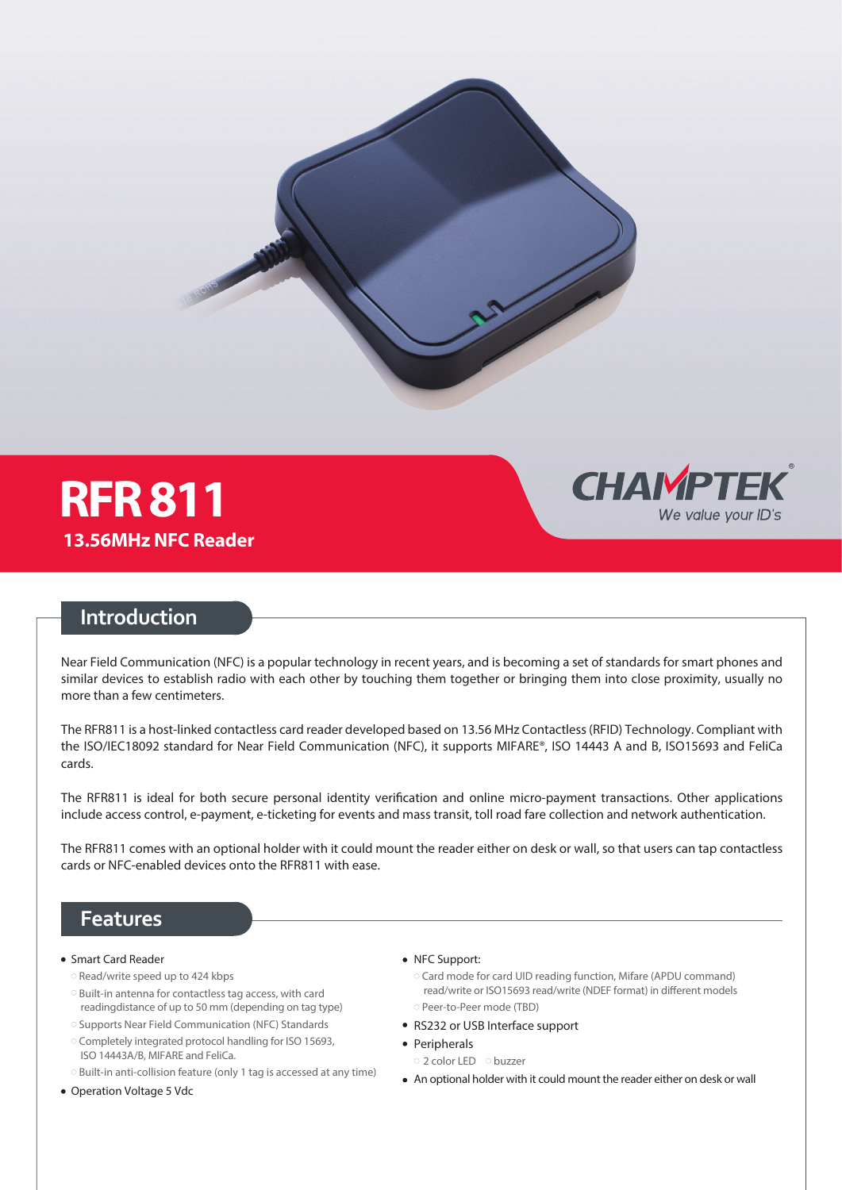# RFR 811

**13.56MHz NFC Reader**

CHAMPTEK®
*We value your ID's*

## Introduction

Near Field Communication (NFC) is a popular technology in recent years, and is becoming a set of standards for smart phones and similar devices to establish radio with each other by touching them together or bringing them into close proximity, usually no more than a few centimeters.

The RFR811 is a host-linked contactless card reader developed based on 13.56 MHz Contactless (RFID) Technology. Compliant with the ISO/IEC18092 standard for Near Field Communication (NFC), it supports MIFARE®, ISO 14443 A and B, ISO15693 and FeliCa cards.

The RFR811 is ideal for both secure personal identity verification and online micro-payment transactions. Other applications include access control, e-payment, e-ticketing for events and mass transit, toll road fare collection and network authentication.

The RFR811 comes with an optional holder with it could mount the reader either on desk or wall, so that users can tap contactless cards or NFC-enabled devices onto the RFR811 with ease.

## Features

- Smart Card Reader
  - Read/write speed up to 424 kbps
  - Built-in antenna for contactless tag access, with card readingdistance of up to 50 mm (depending on tag type)
  - Supports Near Field Communication (NFC) Standards
  - Completely integrated protocol handling for ISO 15693, ISO 14443A/B, MIFARE and FeliCa.
  - Built-in anti-collision feature (only 1 tag is accessed at any time)
- Operation Voltage 5 Vdc
- NFC Support:
  - Card mode for card UID reading function, Mifare (APDU command) read/write or ISO15693 read/write (NDEF format) in different models
  - Peer-to-Peer mode (TBD)
- RS232 or USB Interface support
- Peripherals
  - 2 color LED
  - buzzer
- An optional holder with it could mount the reader either on desk or wall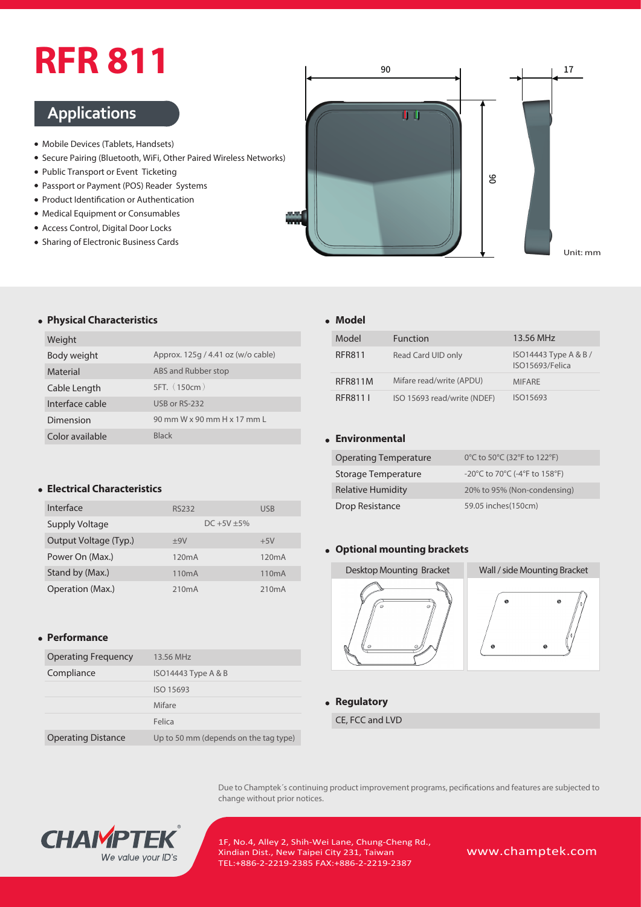# RFR 811

## Applications

- Mobile Devices (Tablets, Handsets)
- Secure Pairing (Bluetooth, WiFi, Other Paired Wireless Networks)
- Public Transport or Event Ticketing
- Passport or Payment (POS) Reader Systems
- Product Identification or Authentication
- Medical Equipment or Consumables
- Access Control, Digital Door Locks
- Sharing of Electronic Business Cards

90

90

17

Unit: mm

### Physical Characteristics

| | |
|---|---|
| Weight | |
| Body weight | Approx. 125g / 4.41 oz (w/o cable) |
| Material | ABS and Rubber stop |
| Cable Length | 5FT.（150cm） |
| Interface cable | USB or RS-232 |
| Dimension | 90 mm W x 90 mm H x 17 mm L |
| Color available | Black |

### Electrical Characteristics

| Interface | RS232 | USB |
|---|---|---|
| Supply Voltage | DC +5V ±5% | |
| Output Voltage (Typ.) | ±9V | +5V |
| Power On (Max.) | 120mA | 120mA |
| Stand by (Max.) | 110mA | 110mA |
| Operation (Max.) | 210mA | 210mA |

### Performance

| | |
|---|---|
| Operating Frequency | 13.56 MHz |
| Compliance | ISO14443 Type A & B |
| | ISO 15693 |
| | Mifare |
| | Felica |
| Operating Distance | Up to 50 mm (depends on the tag type) |

### Model

| Model | Function | 13.56 MHz |
|---|---|---|
| RFR811 | Read Card UID only | ISO14443 Type A & B / ISO15693/Felica |
| RFR811M | Mifare read/write (APDU) | MIFARE |
| RFR811 I | ISO 15693 read/write (NDEF) | ISO15693 |

### Environmental

| | |
|---|---|
| Operating Temperature | 0°C to 50°C (32°F to 122°F) |
| Storage Temperature | -20°C to 70°C (-4°F to 158°F) |
| Relative Humidity | 20% to 95% (Non-condensing) |
| Drop Resistance | 59.05 inches(150cm) |

### Optional mounting brackets

| Desktop Mounting Bracket | Wall / side Mounting Bracket |
|---|---|

### Regulatory

CE, FCC and LVD

Due to Champtek´s continuing product improvement programs, pecifications and features are subjected to change without prior notices.

CHAMPTEK® We value your ID's

1F, No.4, Alley 2, Shih-Wei Lane, Chung-Cheng Rd., Xindian Dist., New Taipei City 231, Taiwan
TEL:+886-2-2219-2385 FAX:+886-2-2219-2387

www.champtek.com